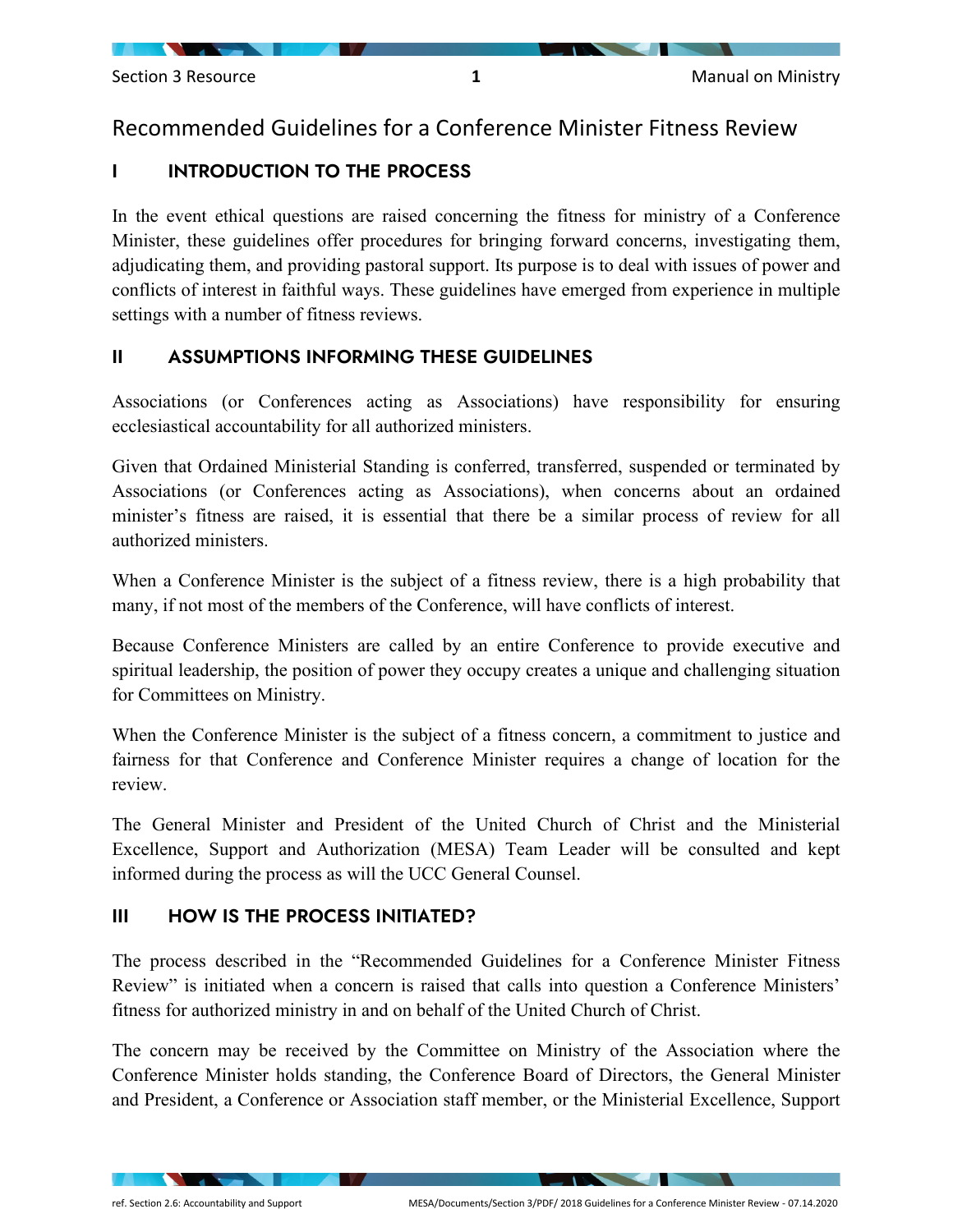# Recommended Guidelines for a Conference Minister Fitness Review

## I INTRODUCTION TO THE PROCESS

In the event ethical questions are raised concerning the fitness for ministry of a Conference Minister, these guidelines offer procedures for bringing forward concerns, investigating them, adjudicating them, and providing pastoral support. Its purpose is to deal with issues of power and conflicts of interest in faithful ways. These guidelines have emerged from experience in multiple settings with a number of fitness reviews.

## II ASSUMPTIONS INFORMING THESE GUIDELINES

Associations (or Conferences acting as Associations) have responsibility for ensuring ecclesiastical accountability for all authorized ministers.

Given that Ordained Ministerial Standing is conferred, transferred, suspended or terminated by Associations (or Conferences acting as Associations), when concerns about an ordained minister's fitness are raised, it is essential that there be a similar process of review for all authorized ministers.

When a Conference Minister is the subject of a fitness review, there is a high probability that many, if not most of the members of the Conference, will have conflicts of interest.

Because Conference Ministers are called by an entire Conference to provide executive and spiritual leadership, the position of power they occupy creates a unique and challenging situation for Committees on Ministry.

When the Conference Minister is the subject of a fitness concern, a commitment to justice and fairness for that Conference and Conference Minister requires a change of location for the review.

The General Minister and President of the United Church of Christ and the Ministerial Excellence, Support and Authorization (MESA) Team Leader will be consulted and kept informed during the process as will the UCC General Counsel.

## III HOW IS THE PROCESS INITIATED?

The process described in the "Recommended Guidelines for a Conference Minister Fitness Review" is initiated when a concern is raised that calls into question a Conference Ministers' fitness for authorized ministry in and on behalf of the United Church of Christ.

The concern may be received by the Committee on Ministry of the Association where the Conference Minister holds standing, the Conference Board of Directors, the General Minister and President, a Conference or Association staff member, or the Ministerial Excellence, Support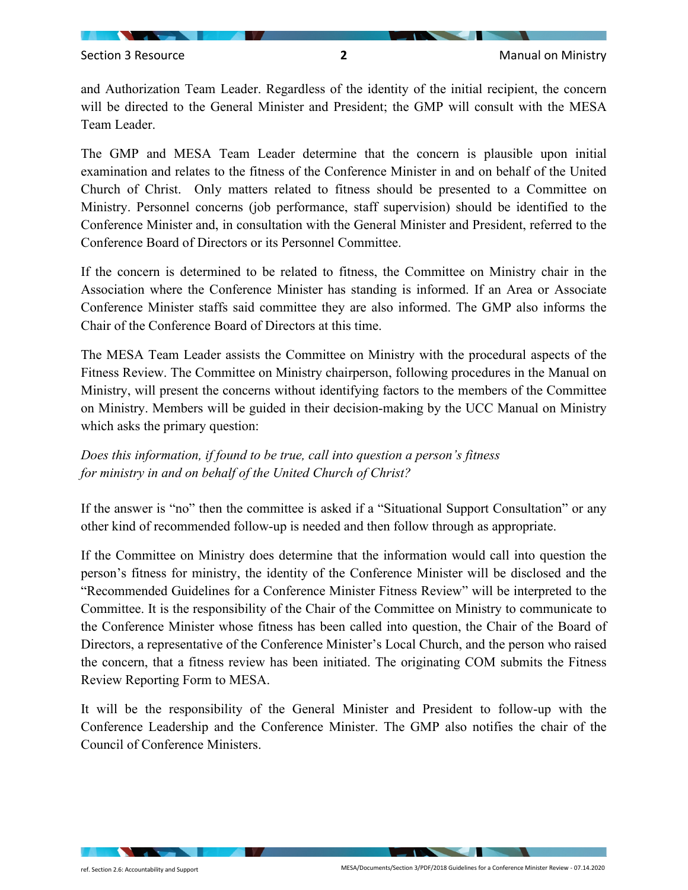and Authorization Team Leader. Regardless of the identity of the initial recipient, the concern will be directed to the General Minister and President; the GMP will consult with the MESA Team Leader.

The GMP and MESA Team Leader determine that the concern is plausible upon initial examination and relates to the fitness of the Conference Minister in and on behalf of the United Church of Christ. Only matters related to fitness should be presented to a Committee on Ministry. Personnel concerns (job performance, staff supervision) should be identified to the Conference Minister and, in consultation with the General Minister and President, referred to the Conference Board of Directors or its Personnel Committee.

If the concern is determined to be related to fitness, the Committee on Ministry chair in the Association where the Conference Minister has standing is informed. If an Area or Associate Conference Minister staffs said committee they are also informed. The GMP also informs the Chair of the Conference Board of Directors at this time.

The MESA Team Leader assists the Committee on Ministry with the procedural aspects of the Fitness Review. The Committee on Ministry chairperson, following procedures in the Manual on Ministry, will present the concerns without identifying factors to the members of the Committee on Ministry. Members will be guided in their decision-making by the UCC Manual on Ministry which asks the primary question:

*Does this information, if found to be true, call into question a person's fitness for ministry in and on behalf of the United Church of Christ?*

If the answer is "no" then the committee is asked if a "Situational Support Consultation" or any other kind of recommended follow-up is needed and then follow through as appropriate.

If the Committee on Ministry does determine that the information would call into question the person's fitness for ministry, the identity of the Conference Minister will be disclosed and the "Recommended Guidelines for a Conference Minister Fitness Review" will be interpreted to the Committee. It is the responsibility of the Chair of the Committee on Ministry to communicate to the Conference Minister whose fitness has been called into question, the Chair of the Board of Directors, a representative of the Conference Minister's Local Church, and the person who raised the concern, that a fitness review has been initiated. The originating COM submits the Fitness Review Reporting Form to MESA.

It will be the responsibility of the General Minister and President to follow-up with the Conference Leadership and the Conference Minister. The GMP also notifies the chair of the Council of Conference Ministers.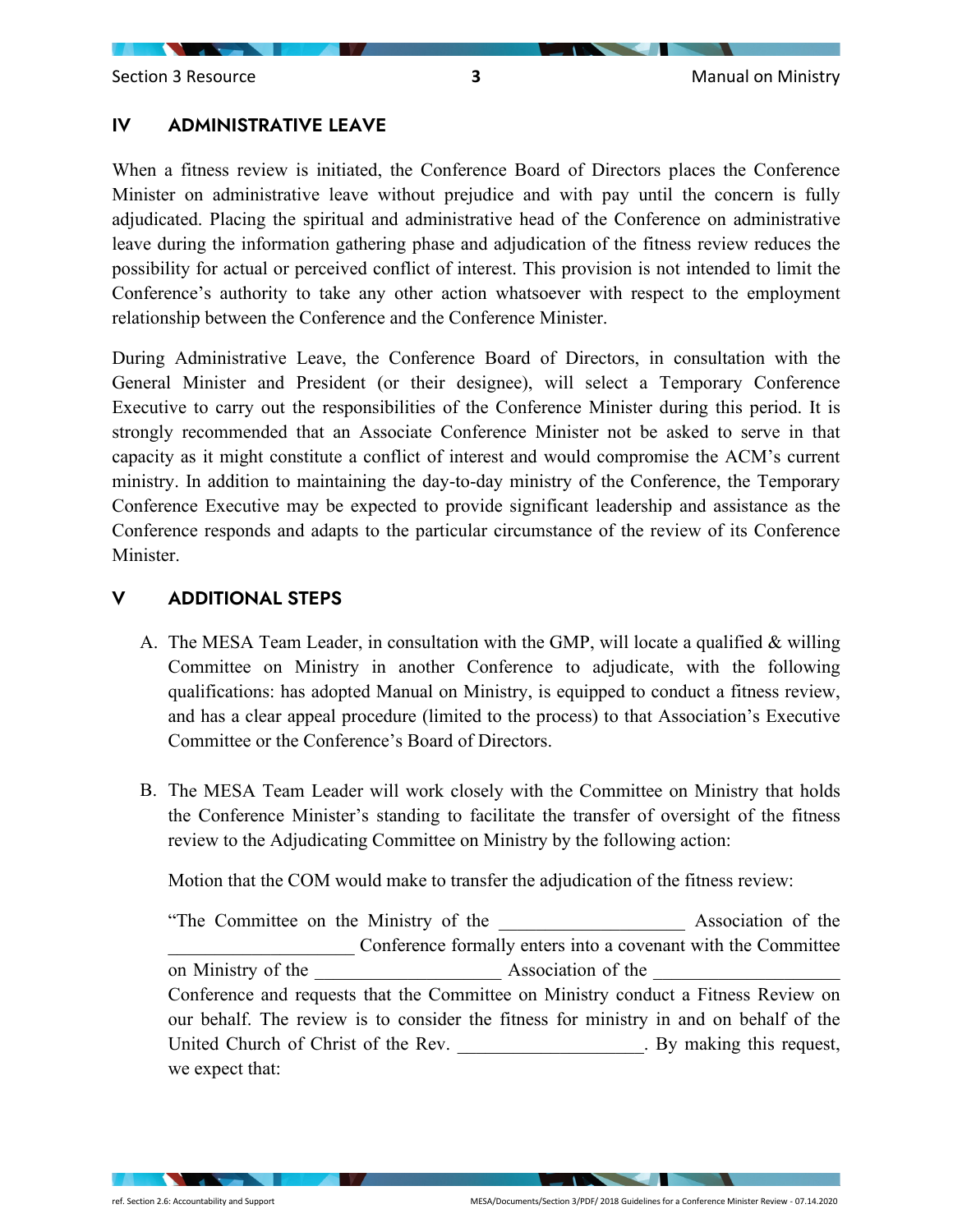## IV ADMINISTRATIVE LEAVE

When a fitness review is initiated, the Conference Board of Directors places the Conference Minister on administrative leave without prejudice and with pay until the concern is fully adjudicated. Placing the spiritual and administrative head of the Conference on administrative leave during the information gathering phase and adjudication of the fitness review reduces the possibility for actual or perceived conflict of interest. This provision is not intended to limit the Conference's authority to take any other action whatsoever with respect to the employment relationship between the Conference and the Conference Minister.

During Administrative Leave, the Conference Board of Directors, in consultation with the General Minister and President (or their designee), will select a Temporary Conference Executive to carry out the responsibilities of the Conference Minister during this period. It is strongly recommended that an Associate Conference Minister not be asked to serve in that capacity as it might constitute a conflict of interest and would compromise the ACM's current ministry. In addition to maintaining the day-to-day ministry of the Conference, the Temporary Conference Executive may be expected to provide significant leadership and assistance as the Conference responds and adapts to the particular circumstance of the review of its Conference Minister.

## V ADDITIONAL STEPS

A. The MESA Team Leader, in consultation with the GMP, will locate a qualified & willing Committee on Ministry in another Conference to adjudicate, with the following qualifications: has adopted Manual on Ministry, is equipped to conduct a fitness review, and has a clear appeal procedure (limited to the process) to that Association's Executive Committee or the Conference's Board of Directors.

B. The MESA Team Leader will work closely with the Committee on Ministry that holds the Conference Minister's standing to facilitate the transfer of oversight of the fitness review to the Adjudicating Committee on Ministry by the following action:

   Motion that the COM would make to transfer the adjudication of the fitness review:

   "The Committee on the Ministry of the ____________________ Association of the ____________________ Conference formally enters into a covenant with the Committee on Ministry of the ____________________ Association of the ____________________ Conference and requests that the Committee on Ministry conduct a Fitness Review on our behalf. The review is to consider the fitness for ministry in and on behalf of the United Church of Christ of the Rev. ____________________. By making this request, we expect that: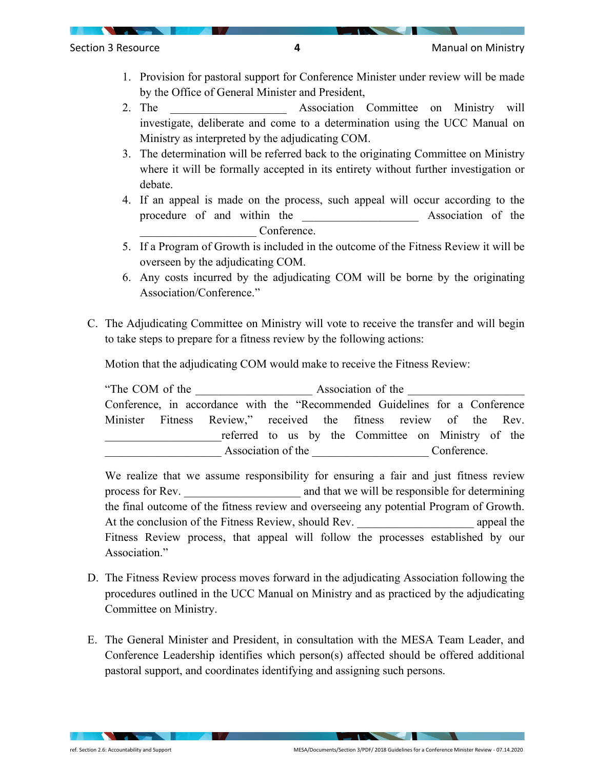1. Provision for pastoral support for Conference Minister under review will be made by the Office of General Minister and President,
2. The ____________________ Association Committee on Ministry will investigate, deliberate and come to a determination using the UCC Manual on Ministry as interpreted by the adjudicating COM.
3. The determination will be referred back to the originating Committee on Ministry where it will be formally accepted in its entirety without further investigation or debate.
4. If an appeal is made on the process, such appeal will occur according to the procedure of and within the ____________________ Association of the ____________________ Conference.
5. If a Program of Growth is included in the outcome of the Fitness Review it will be overseen by the adjudicating COM.
6. Any costs incurred by the adjudicating COM will be borne by the originating Association/Conference."

C. The Adjudicating Committee on Ministry will vote to receive the transfer and will begin to take steps to prepare for a fitness review by the following actions:

   Motion that the adjudicating COM would make to receive the Fitness Review:

   "The COM of the ____________________ Association of the ____________________ Conference, in accordance with the "Recommended Guidelines for a Conference Minister Fitness Review," received the fitness review of the Rev. ____________________ referred to us by the Committee on Ministry of the ____________________ Association of the ____________________ Conference.

   We realize that we assume responsibility for ensuring a fair and just fitness review process for Rev. ____________________ and that we will be responsible for determining the final outcome of the fitness review and overseeing any potential Program of Growth. At the conclusion of the Fitness Review, should Rev. ____________________ appeal the Fitness Review process, that appeal will follow the processes established by our Association."

D. The Fitness Review process moves forward in the adjudicating Association following the procedures outlined in the UCC Manual on Ministry and as practiced by the adjudicating Committee on Ministry.

E. The General Minister and President, in consultation with the MESA Team Leader, and Conference Leadership identifies which person(s) affected should be offered additional pastoral support, and coordinates identifying and assigning such persons.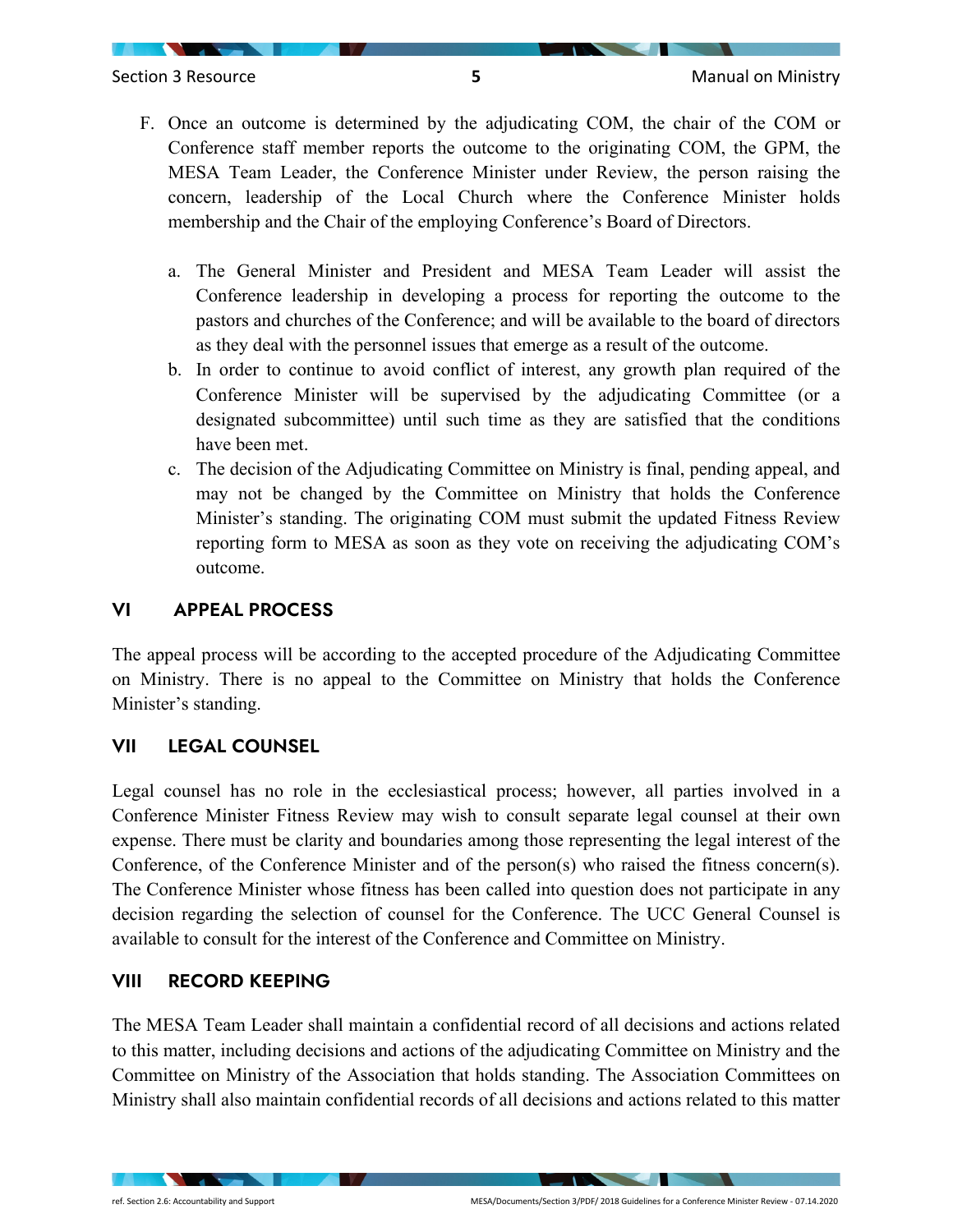F. Once an outcome is determined by the adjudicating COM, the chair of the COM or Conference staff member reports the outcome to the originating COM, the GPM, the MESA Team Leader, the Conference Minister under Review, the person raising the concern, leadership of the Local Church where the Conference Minister holds membership and the Chair of the employing Conference's Board of Directors.

   a. The General Minister and President and MESA Team Leader will assist the Conference leadership in developing a process for reporting the outcome to the pastors and churches of the Conference; and will be available to the board of directors as they deal with the personnel issues that emerge as a result of the outcome.
   b. In order to continue to avoid conflict of interest, any growth plan required of the Conference Minister will be supervised by the adjudicating Committee (or a designated subcommittee) until such time as they are satisfied that the conditions have been met.
   c. The decision of the Adjudicating Committee on Ministry is final, pending appeal, and may not be changed by the Committee on Ministry that holds the Conference Minister's standing. The originating COM must submit the updated Fitness Review reporting form to MESA as soon as they vote on receiving the adjudicating COM's outcome.

## VI APPEAL PROCESS

The appeal process will be according to the accepted procedure of the Adjudicating Committee on Ministry. There is no appeal to the Committee on Ministry that holds the Conference Minister's standing.

## VII LEGAL COUNSEL

Legal counsel has no role in the ecclesiastical process; however, all parties involved in a Conference Minister Fitness Review may wish to consult separate legal counsel at their own expense. There must be clarity and boundaries among those representing the legal interest of the Conference, of the Conference Minister and of the person(s) who raised the fitness concern(s). The Conference Minister whose fitness has been called into question does not participate in any decision regarding the selection of counsel for the Conference. The UCC General Counsel is available to consult for the interest of the Conference and Committee on Ministry.

## VIII RECORD KEEPING

The MESA Team Leader shall maintain a confidential record of all decisions and actions related to this matter, including decisions and actions of the adjudicating Committee on Ministry and the Committee on Ministry of the Association that holds standing. The Association Committees on Ministry shall also maintain confidential records of all decisions and actions related to this matter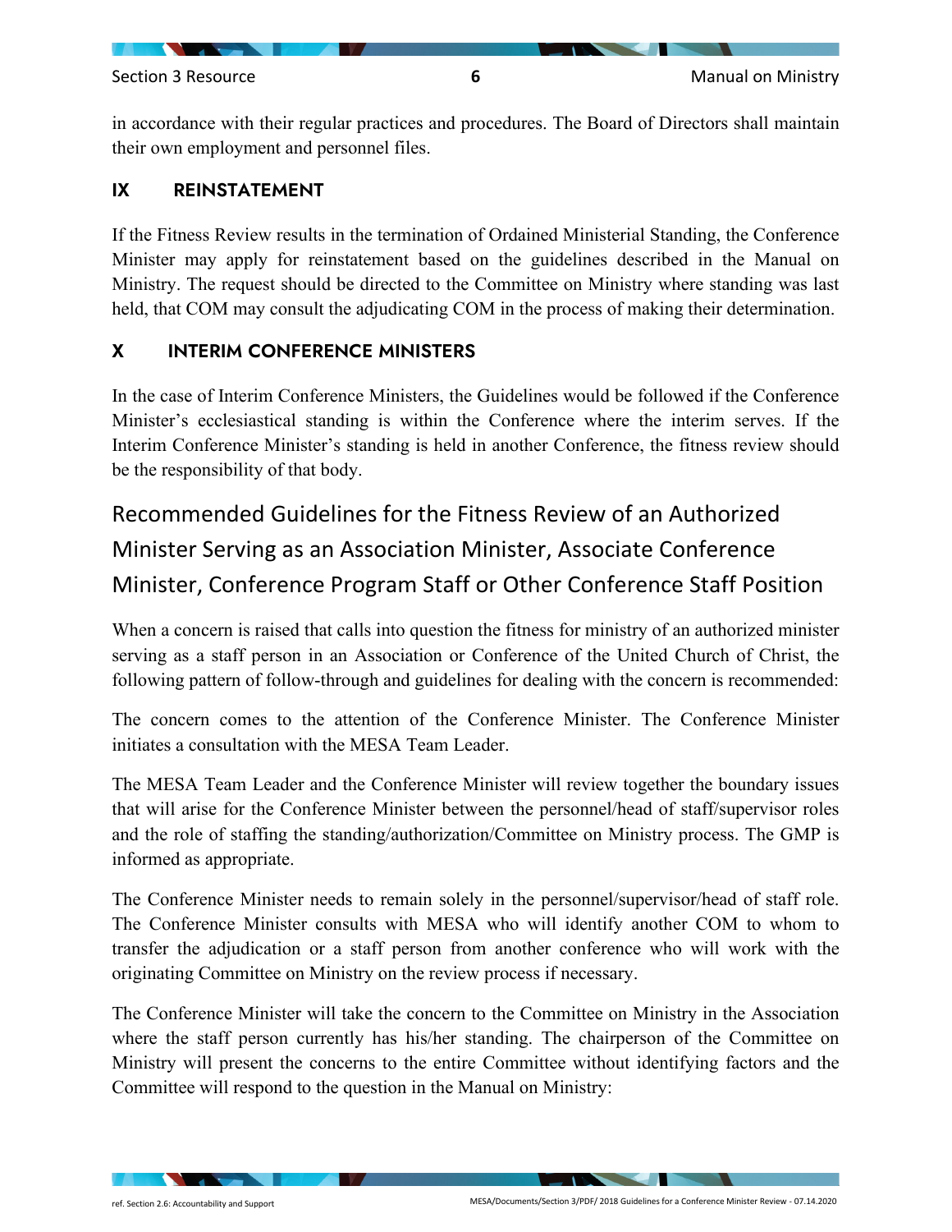in accordance with their regular practices and procedures. The Board of Directors shall maintain their own employment and personnel files.

## IX REINSTATEMENT

If the Fitness Review results in the termination of Ordained Ministerial Standing, the Conference Minister may apply for reinstatement based on the guidelines described in the Manual on Ministry. The request should be directed to the Committee on Ministry where standing was last held, that COM may consult the adjudicating COM in the process of making their determination.

## X INTERIM CONFERENCE MINISTERS

In the case of Interim Conference Ministers, the Guidelines would be followed if the Conference Minister's ecclesiastical standing is within the Conference where the interim serves. If the Interim Conference Minister's standing is held in another Conference, the fitness review should be the responsibility of that body.

# Recommended Guidelines for the Fitness Review of an Authorized Minister Serving as an Association Minister, Associate Conference Minister, Conference Program Staff or Other Conference Staff Position

When a concern is raised that calls into question the fitness for ministry of an authorized minister serving as a staff person in an Association or Conference of the United Church of Christ, the following pattern of follow-through and guidelines for dealing with the concern is recommended:

The concern comes to the attention of the Conference Minister. The Conference Minister initiates a consultation with the MESA Team Leader.

The MESA Team Leader and the Conference Minister will review together the boundary issues that will arise for the Conference Minister between the personnel/head of staff/supervisor roles and the role of staffing the standing/authorization/Committee on Ministry process. The GMP is informed as appropriate.

The Conference Minister needs to remain solely in the personnel/supervisor/head of staff role. The Conference Minister consults with MESA who will identify another COM to whom to transfer the adjudication or a staff person from another conference who will work with the originating Committee on Ministry on the review process if necessary.

The Conference Minister will take the concern to the Committee on Ministry in the Association where the staff person currently has his/her standing. The chairperson of the Committee on Ministry will present the concerns to the entire Committee without identifying factors and the Committee will respond to the question in the Manual on Ministry: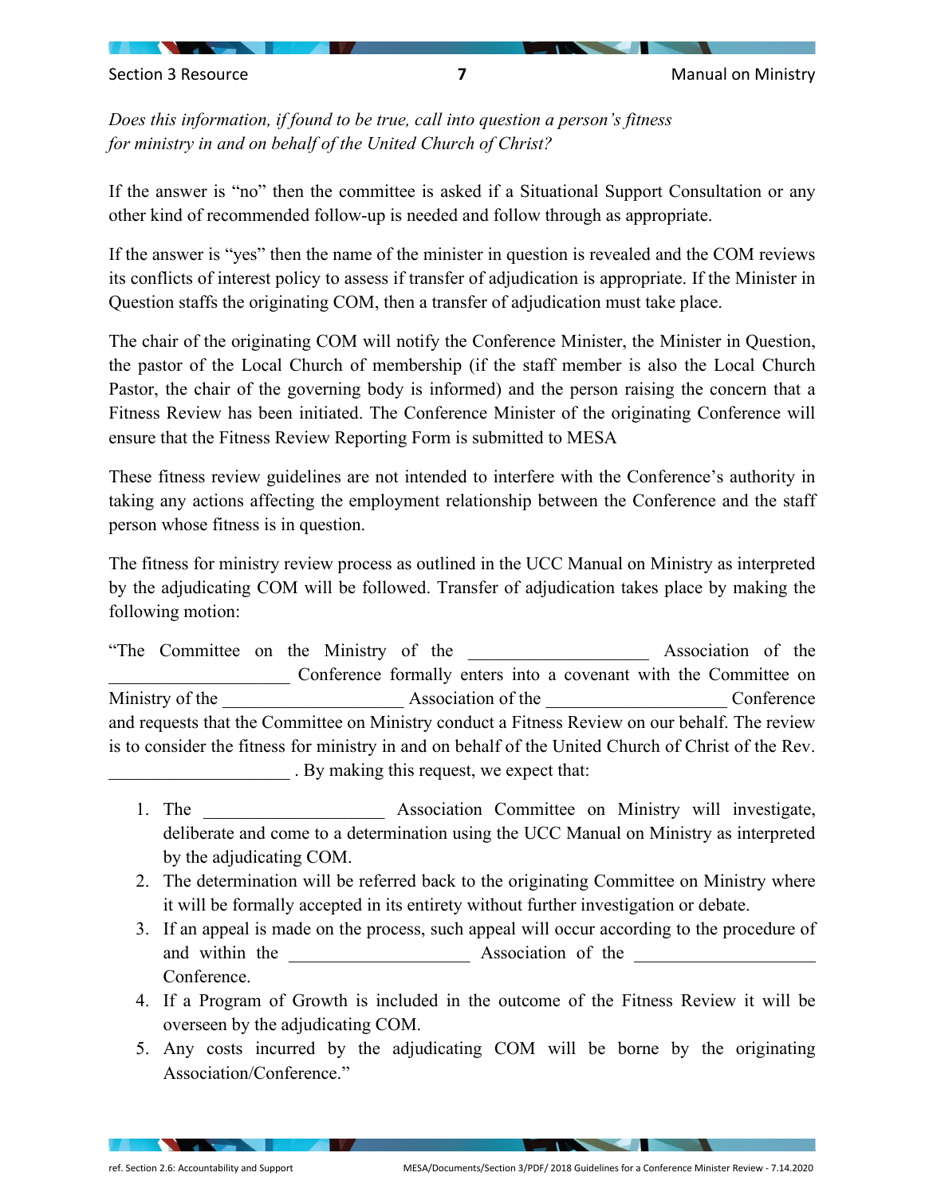*Does this information, if found to be true, call into question a person's fitness for ministry in and on behalf of the United Church of Christ?*

If the answer is "no" then the committee is asked if a Situational Support Consultation or any other kind of recommended follow-up is needed and follow through as appropriate.

If the answer is "yes" then the name of the minister in question is revealed and the COM reviews its conflicts of interest policy to assess if transfer of adjudication is appropriate. If the Minister in Question staffs the originating COM, then a transfer of adjudication must take place.

The chair of the originating COM will notify the Conference Minister, the Minister in Question, the pastor of the Local Church of membership (if the staff member is also the Local Church Pastor, the chair of the governing body is informed) and the person raising the concern that a Fitness Review has been initiated. The Conference Minister of the originating Conference will ensure that the Fitness Review Reporting Form is submitted to MESA

These fitness review guidelines are not intended to interfere with the Conference's authority in taking any actions affecting the employment relationship between the Conference and the staff person whose fitness is in question.

The fitness for ministry review process as outlined in the UCC Manual on Ministry as interpreted by the adjudicating COM will be followed. Transfer of adjudication takes place by making the following motion:

"The Committee on the Ministry of the ____________________ Association of the ____________________ Conference formally enters into a covenant with the Committee on Ministry of the ____________________ Association of the ____________________ Conference and requests that the Committee on Ministry conduct a Fitness Review on our behalf. The review is to consider the fitness for ministry in and on behalf of the United Church of Christ of the Rev. ____________________ . By making this request, we expect that:

1. The ____________________ Association Committee on Ministry will investigate, deliberate and come to a determination using the UCC Manual on Ministry as interpreted by the adjudicating COM.
2. The determination will be referred back to the originating Committee on Ministry where it will be formally accepted in its entirety without further investigation or debate.
3. If an appeal is made on the process, such appeal will occur according to the procedure of and within the ____________________ Association of the ____________________ Conference.
4. If a Program of Growth is included in the outcome of the Fitness Review it will be overseen by the adjudicating COM.
5. Any costs incurred by the adjudicating COM will be borne by the originating Association/Conference."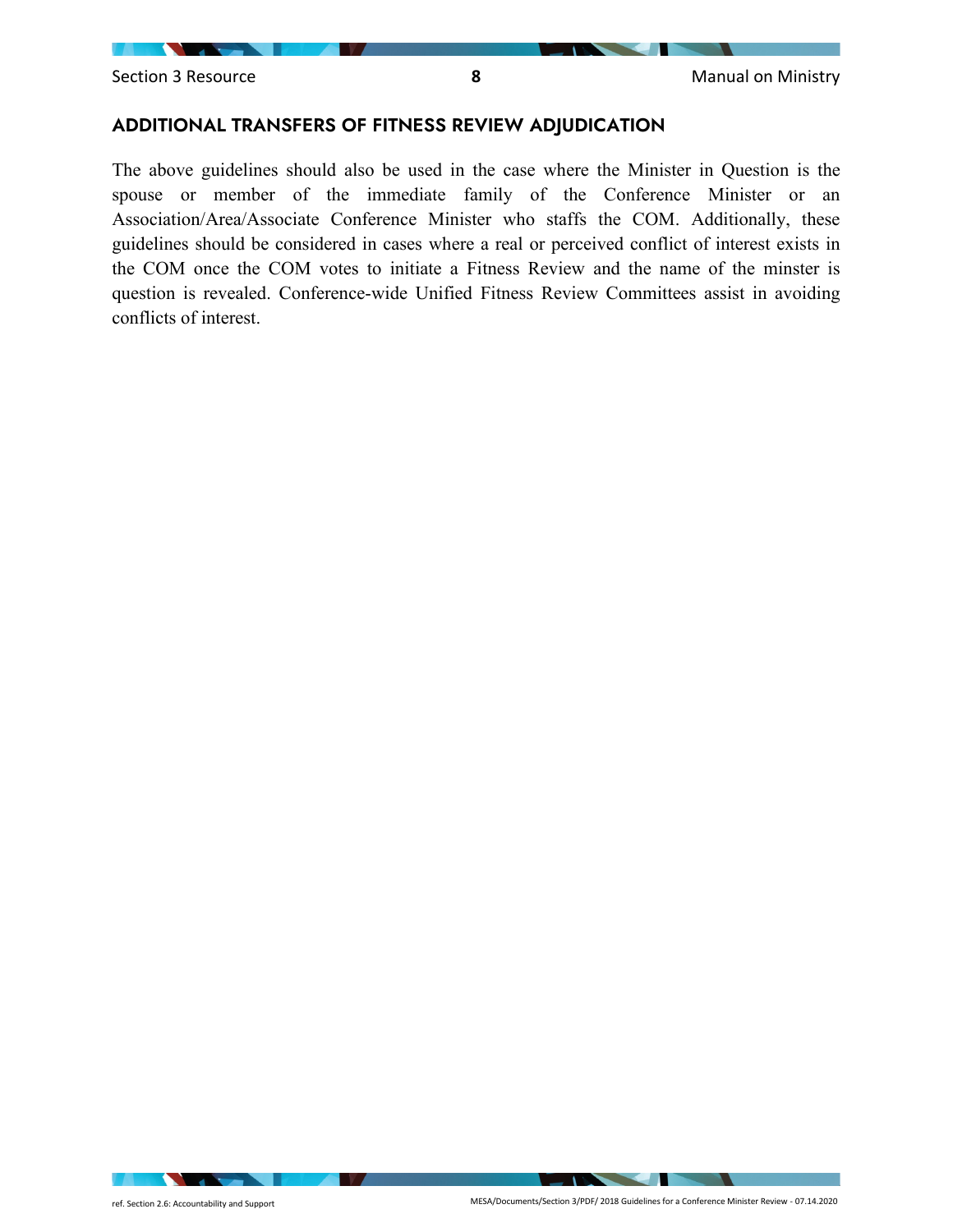## ADDITIONAL TRANSFERS OF FITNESS REVIEW ADJUDICATION

The above guidelines should also be used in the case where the Minister in Question is the spouse or member of the immediate family of the Conference Minister or an Association/Area/Associate Conference Minister who staffs the COM. Additionally, these guidelines should be considered in cases where a real or perceived conflict of interest exists in the COM once the COM votes to initiate a Fitness Review and the name of the minster is question is revealed. Conference-wide Unified Fitness Review Committees assist in avoiding conflicts of interest.